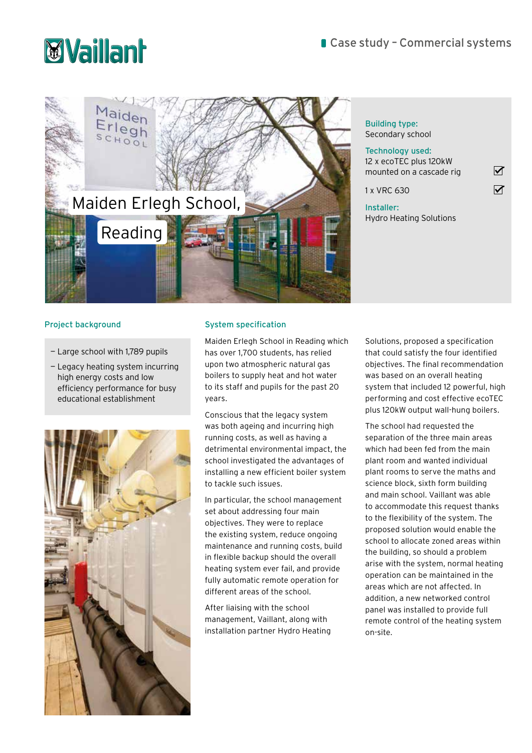Vaillant

Case study – Commercial systems

# Maiden Erlegh School, Reading

**Building type:**
Secondary school

**Technology used:**
12 x ecoTEC plus 120kW mounted on a cascade rig ☑

1 x VRC 630 ☑

**Installer:**
Hydro Heating Solutions

## Project background

- Large school with 1,789 pupils
- Legacy heating system incurring high energy costs and low efficiency performance for busy educational establishment

## System specification

Maiden Erlegh School in Reading which has over 1,700 students, has relied upon two atmospheric natural gas boilers to supply heat and hot water to its staff and pupils for the past 20 years.

Conscious that the legacy system was both ageing and incurring high running costs, as well as having a detrimental environmental impact, the school investigated the advantages of installing a new efficient boiler system to tackle such issues.

In particular, the school management set about addressing four main objectives. They were to replace the existing system, reduce ongoing maintenance and running costs, build in flexible backup should the overall heating system ever fail, and provide fully automatic remote operation for different areas of the school.

After liaising with the school management, Vaillant, along with installation partner Hydro Heating Solutions, proposed a specification that could satisfy the four identified objectives. The final recommendation was based on an overall heating system that included 12 powerful, high performing and cost effective ecoTEC plus 120kW output wall-hung boilers.

The school had requested the separation of the three main areas which had been fed from the main plant room and wanted individual plant rooms to serve the maths and science block, sixth form building and main school. Vaillant was able to accommodate this request thanks to the flexibility of the system. The proposed solution would enable the school to allocate zoned areas within the building, so should a problem arise with the system, normal heating operation can be maintained in the areas which are not affected. In addition, a new networked control panel was installed to provide full remote control of the heating system on-site.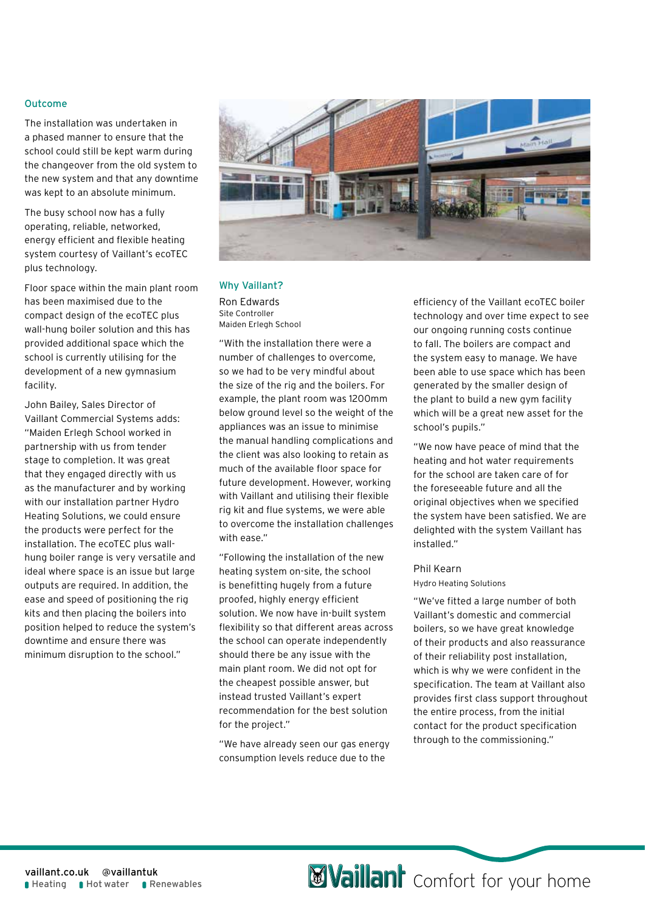## Outcome

The installation was undertaken in a phased manner to ensure that the school could still be kept warm during the changeover from the old system to the new system and that any downtime was kept to an absolute minimum.

The busy school now has a fully operating, reliable, networked, energy efficient and flexible heating system courtesy of Vaillant's ecoTEC plus technology.

Floor space within the main plant room has been maximised due to the compact design of the ecoTEC plus wall-hung boiler solution and this has provided additional space which the school is currently utilising for the development of a new gymnasium facility.

John Bailey, Sales Director of Vaillant Commercial Systems adds: "Maiden Erlegh School worked in partnership with us from tender stage to completion. It was great that they engaged directly with us as the manufacturer and by working with our installation partner Hydro Heating Solutions, we could ensure the products were perfect for the installation. The ecoTEC plus wall-hung boiler range is very versatile and ideal where space is an issue but large outputs are required. In addition, the ease and speed of positioning the rig kits and then placing the boilers into position helped to reduce the system's downtime and ensure there was minimum disruption to the school."

## Why Vaillant?

Ron Edwards
Site Controller
Maiden Erlegh School

"With the installation there were a number of challenges to overcome, so we had to be very mindful about the size of the rig and the boilers. For example, the plant room was 1200mm below ground level so the weight of the appliances was an issue to minimise the manual handling complications and the client was also looking to retain as much of the available floor space for future development. However, working with Vaillant and utilising their flexible rig kit and flue systems, we were able to overcome the installation challenges with ease."

"Following the installation of the new heating system on-site, the school is benefitting hugely from a future proofed, highly energy efficient solution. We now have in-built system flexibility so that different areas across the school can operate independently should there be any issue with the main plant room. We did not opt for the cheapest possible answer, but instead trusted Vaillant's expert recommendation for the best solution for the project."

"We have already seen our gas energy consumption levels reduce due to the efficiency of the Vaillant ecoTEC boiler technology and over time expect to see our ongoing running costs continue to fall. The boilers are compact and the system easy to manage. We have been able to use space which has been generated by the smaller design of the plant to build a new gym facility which will be a great new asset for the school's pupils."

"We now have peace of mind that the heating and hot water requirements for the school are taken care of for the foreseeable future and all the original objectives when we specified the system have been satisfied. We are delighted with the system Vaillant has installed."

Phil Kearn
Hydro Heating Solutions

"We've fitted a large number of both Vaillant's domestic and commercial boilers, so we have great knowledge of their products and also reassurance of their reliability post installation, which is why we were confident in the specification. The team at Vaillant also provides first class support throughout the entire process, from the initial contact for the product specification through to the commissioning."

vaillant.co.uk @vaillantuk
Heating Hot water Renewables

Vaillant Comfort for your home